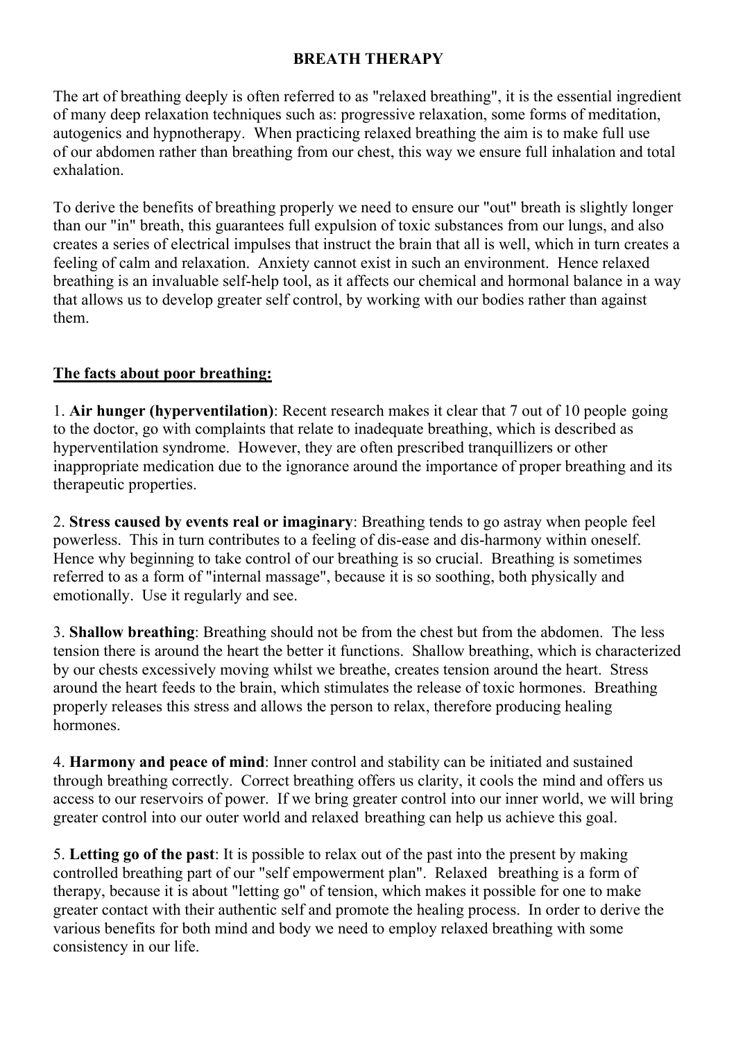# BREATH THERAPY

The art of breathing deeply is often referred to as "relaxed breathing", it is the essential ingredient of many deep relaxation techniques such as: progressive relaxation, some forms of meditation, autogenics and hypnotherapy. When practicing relaxed breathing the aim is to make full use of our abdomen rather than breathing from our chest, this way we ensure full inhalation and total exhalation.

To derive the benefits of breathing properly we need to ensure our "out" breath is slightly longer than our "in" breath, this guarantees full expulsion of toxic substances from our lungs, and also creates a series of electrical impulses that instruct the brain that all is well, which in turn creates a feeling of calm and relaxation. Anxiety cannot exist in such an environment. Hence relaxed breathing is an invaluable self-help tool, as it affects our chemical and hormonal balance in a way that allows us to develop greater self control, by working with our bodies rather than against them.

## The facts about poor breathing:

1. **Air hunger (hyperventilation)**: Recent research makes it clear that 7 out of 10 people going to the doctor, go with complaints that relate to inadequate breathing, which is described as hyperventilation syndrome. However, they are often prescribed tranquillizers or other inappropriate medication due to the ignorance around the importance of proper breathing and its therapeutic properties.

2. **Stress caused by events real or imaginary**: Breathing tends to go astray when people feel powerless. This in turn contributes to a feeling of dis-ease and dis-harmony within oneself. Hence why beginning to take control of our breathing is so crucial. Breathing is sometimes referred to as a form of "internal massage", because it is so soothing, both physically and emotionally. Use it regularly and see.

3. **Shallow breathing**: Breathing should not be from the chest but from the abdomen. The less tension there is around the heart the better it functions. Shallow breathing, which is characterized by our chests excessively moving whilst we breathe, creates tension around the heart. Stress around the heart feeds to the brain, which stimulates the release of toxic hormones. Breathing properly releases this stress and allows the person to relax, therefore producing healing hormones.

4. **Harmony and peace of mind**: Inner control and stability can be initiated and sustained through breathing correctly. Correct breathing offers us clarity, it cools the mind and offers us access to our reservoirs of power. If we bring greater control into our inner world, we will bring greater control into our outer world and relaxed breathing can help us achieve this goal.

5. **Letting go of the past**: It is possible to relax out of the past into the present by making controlled breathing part of our "self empowerment plan". Relaxed breathing is a form of therapy, because it is about "letting go" of tension, which makes it possible for one to make greater contact with their authentic self and promote the healing process. In order to derive the various benefits for both mind and body we need to employ relaxed breathing with some consistency in our life.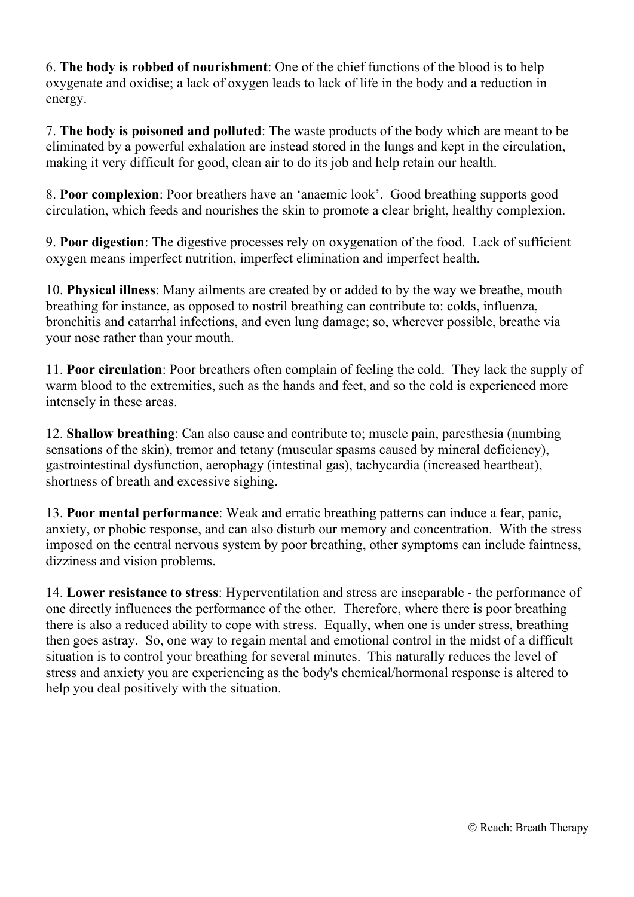6. **The body is robbed of nourishment**: One of the chief functions of the blood is to help oxygenate and oxidise; a lack of oxygen leads to lack of life in the body and a reduction in energy.

7. **The body is poisoned and polluted**: The waste products of the body which are meant to be eliminated by a powerful exhalation are instead stored in the lungs and kept in the circulation, making it very difficult for good, clean air to do its job and help retain our health.

8. **Poor complexion**: Poor breathers have an 'anaemic look'. Good breathing supports good circulation, which feeds and nourishes the skin to promote a clear bright, healthy complexion.

9. **Poor digestion**: The digestive processes rely on oxygenation of the food. Lack of sufficient oxygen means imperfect nutrition, imperfect elimination and imperfect health.

10. **Physical illness**: Many ailments are created by or added to by the way we breathe, mouth breathing for instance, as opposed to nostril breathing can contribute to: colds, influenza, bronchitis and catarrhal infections, and even lung damage; so, wherever possible, breathe via your nose rather than your mouth.

11. **Poor circulation**: Poor breathers often complain of feeling the cold. They lack the supply of warm blood to the extremities, such as the hands and feet, and so the cold is experienced more intensely in these areas.

12. **Shallow breathing**: Can also cause and contribute to; muscle pain, paresthesia (numbing sensations of the skin), tremor and tetany (muscular spasms caused by mineral deficiency), gastrointestinal dysfunction, aerophagy (intestinal gas), tachycardia (increased heartbeat), shortness of breath and excessive sighing.

13. **Poor mental performance**: Weak and erratic breathing patterns can induce a fear, panic, anxiety, or phobic response, and can also disturb our memory and concentration. With the stress imposed on the central nervous system by poor breathing, other symptoms can include faintness, dizziness and vision problems.

14. **Lower resistance to stress**: Hyperventilation and stress are inseparable - the performance of one directly influences the performance of the other. Therefore, where there is poor breathing there is also a reduced ability to cope with stress. Equally, when one is under stress, breathing then goes astray. So, one way to regain mental and emotional control in the midst of a difficult situation is to control your breathing for several minutes. This naturally reduces the level of stress and anxiety you are experiencing as the body's chemical/hormonal response is altered to help you deal positively with the situation.

© Reach: Breath Therapy